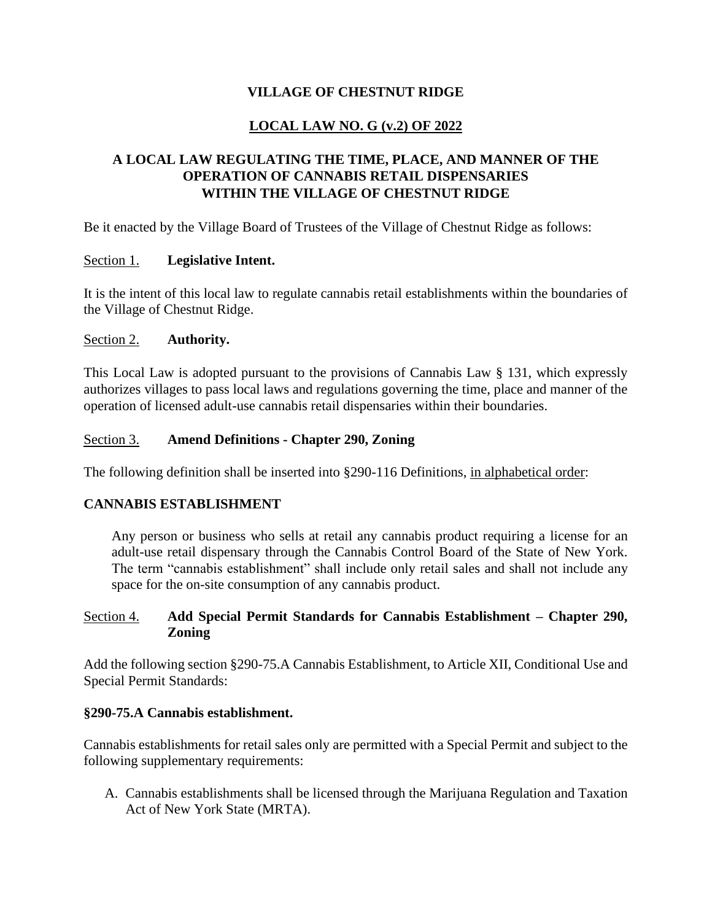**VILLAGE OF CHESTNUT RIDGE**

**LOCAL LAW NO. G (v.2) OF 2022**

**A LOCAL LAW REGULATING THE TIME, PLACE, AND MANNER OF THE OPERATION OF CANNABIS RETAIL DISPENSARIES WITHIN THE VILLAGE OF CHESTNUT RIDGE**

Be it enacted by the Village Board of Trustees of the Village of Chestnut Ridge as follows:

Section 1. **Legislative Intent.**

It is the intent of this local law to regulate cannabis retail establishments within the boundaries of the Village of Chestnut Ridge.

Section 2. **Authority.**

This Local Law is adopted pursuant to the provisions of Cannabis Law § 131, which expressly authorizes villages to pass local laws and regulations governing the time, place and manner of the operation of licensed adult-use cannabis retail dispensaries within their boundaries.

Section 3. **Amend Definitions - Chapter 290, Zoning**

The following definition shall be inserted into §290-116 Definitions, in alphabetical order:

**CANNABIS ESTABLISHMENT**

Any person or business who sells at retail any cannabis product requiring a license for an adult-use retail dispensary through the Cannabis Control Board of the State of New York. The term "cannabis establishment" shall include only retail sales and shall not include any space for the on-site consumption of any cannabis product.

Section 4. **Add Special Permit Standards for Cannabis Establishment – Chapter 290, Zoning**

Add the following section §290-75.A Cannabis Establishment, to Article XII, Conditional Use and Special Permit Standards:

**§290-75.A Cannabis establishment.**

Cannabis establishments for retail sales only are permitted with a Special Permit and subject to the following supplementary requirements:

A. Cannabis establishments shall be licensed through the Marijuana Regulation and Taxation Act of New York State (MRTA).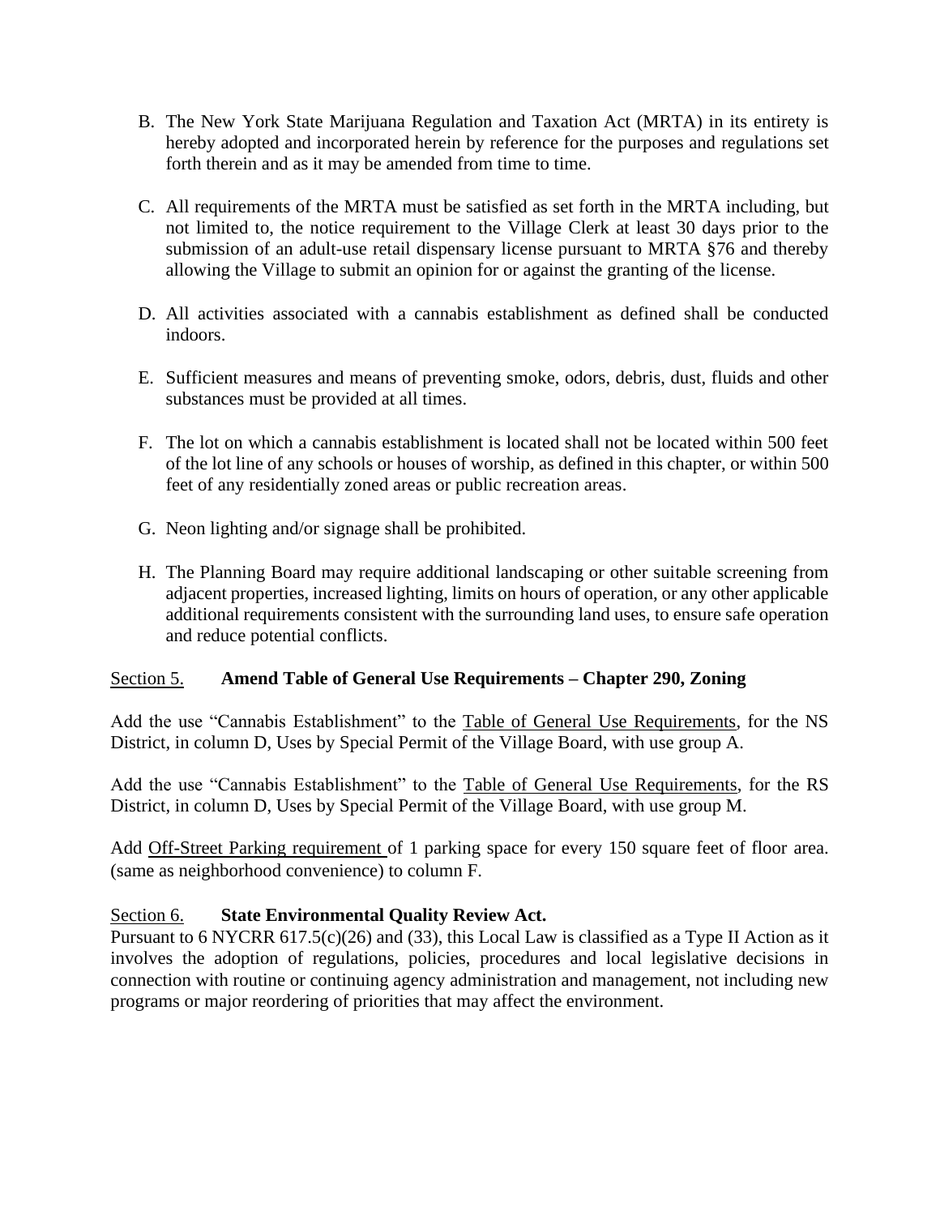B. The New York State Marijuana Regulation and Taxation Act (MRTA) in its entirety is hereby adopted and incorporated herein by reference for the purposes and regulations set forth therein and as it may be amended from time to time.

C. All requirements of the MRTA must be satisfied as set forth in the MRTA including, but not limited to, the notice requirement to the Village Clerk at least 30 days prior to the submission of an adult-use retail dispensary license pursuant to MRTA §76 and thereby allowing the Village to submit an opinion for or against the granting of the license.

D. All activities associated with a cannabis establishment as defined shall be conducted indoors.

E. Sufficient measures and means of preventing smoke, odors, debris, dust, fluids and other substances must be provided at all times.

F. The lot on which a cannabis establishment is located shall not be located within 500 feet of the lot line of any schools or houses of worship, as defined in this chapter, or within 500 feet of any residentially zoned areas or public recreation areas.

G. Neon lighting and/or signage shall be prohibited.

H. The Planning Board may require additional landscaping or other suitable screening from adjacent properties, increased lighting, limits on hours of operation, or any other applicable additional requirements consistent with the surrounding land uses, to ensure safe operation and reduce potential conflicts.

Section 5. **Amend Table of General Use Requirements – Chapter 290, Zoning**

Add the use "Cannabis Establishment" to the Table of General Use Requirements, for the NS District, in column D, Uses by Special Permit of the Village Board, with use group A.

Add the use "Cannabis Establishment" to the Table of General Use Requirements, for the RS District, in column D, Uses by Special Permit of the Village Board, with use group M.

Add Off-Street Parking requirement of 1 parking space for every 150 square feet of floor area. (same as neighborhood convenience) to column F.

Section 6. **State Environmental Quality Review Act.**

Pursuant to 6 NYCRR 617.5(c)(26) and (33), this Local Law is classified as a Type II Action as it involves the adoption of regulations, policies, procedures and local legislative decisions in connection with routine or continuing agency administration and management, not including new programs or major reordering of priorities that may affect the environment.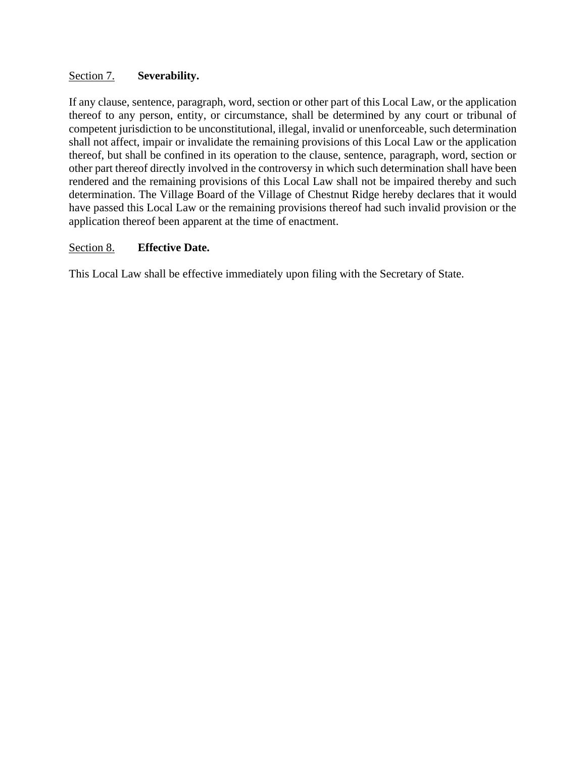Section 7. **Severability.**

If any clause, sentence, paragraph, word, section or other part of this Local Law, or the application thereof to any person, entity, or circumstance, shall be determined by any court or tribunal of competent jurisdiction to be unconstitutional, illegal, invalid or unenforceable, such determination shall not affect, impair or invalidate the remaining provisions of this Local Law or the application thereof, but shall be confined in its operation to the clause, sentence, paragraph, word, section or other part thereof directly involved in the controversy in which such determination shall have been rendered and the remaining provisions of this Local Law shall not be impaired thereby and such determination. The Village Board of the Village of Chestnut Ridge hereby declares that it would have passed this Local Law or the remaining provisions thereof had such invalid provision or the application thereof been apparent at the time of enactment.

Section 8. **Effective Date.**

This Local Law shall be effective immediately upon filing with the Secretary of State.